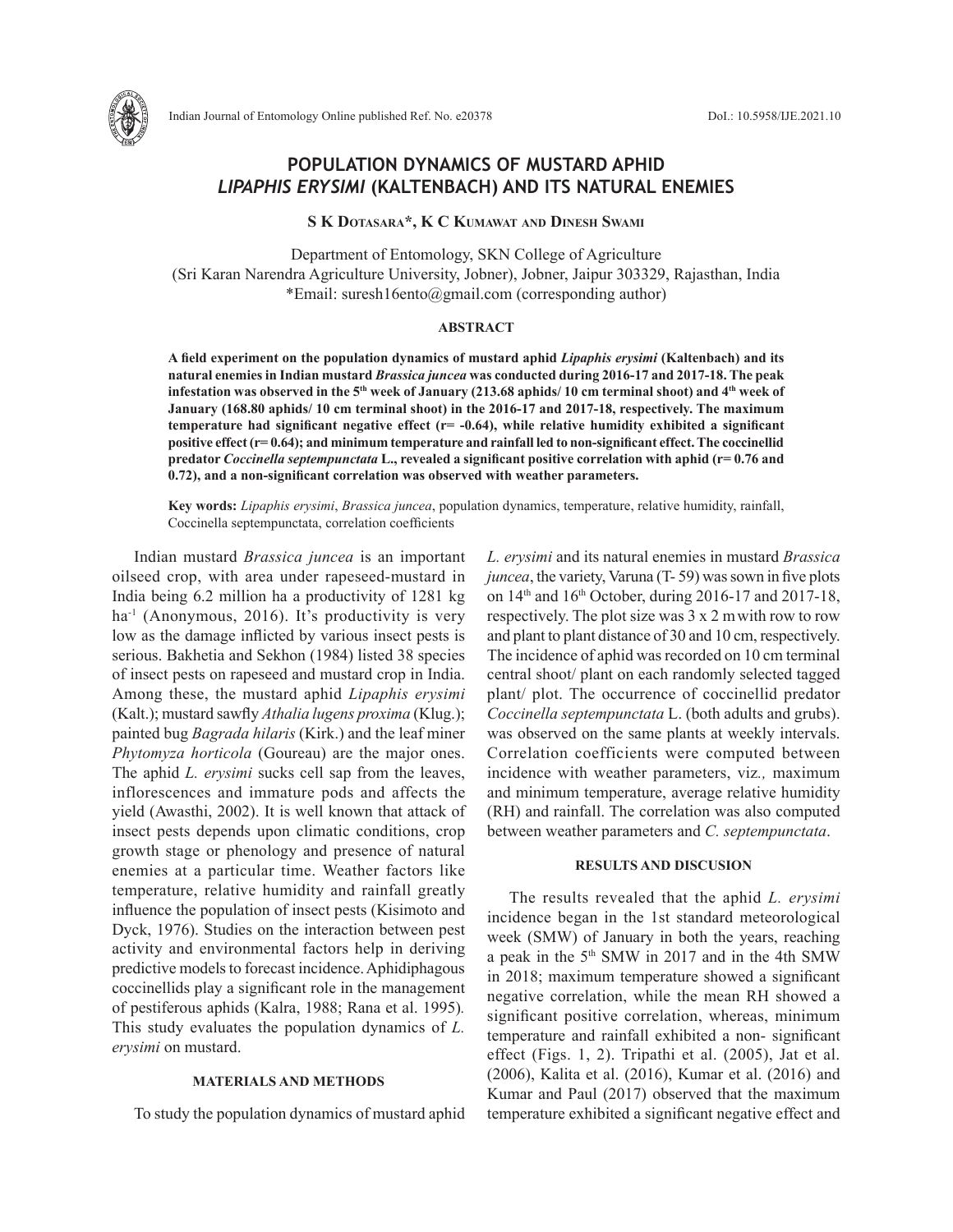# POPULATION DYNAMICS OF MUSTARD APHID *LIPAPHIS ERYSIMI* (KALTENBACH) AND ITS NATURAL ENEMIES

**S K Dotasara\*, K C Kumawat and Dinesh Swami**

Department of Entomology, SKN College of Agriculture
(Sri Karan Narendra Agriculture University, Jobner), Jobner, Jaipur 303329, Rajasthan, India
\*Email: suresh16ento@gmail.com (corresponding author)

### ABSTRACT

**A field experiment on the population dynamics of mustard aphid *Lipaphis erysimi* (Kaltenbach) and its natural enemies in Indian mustard *Brassica juncea* was conducted during 2016-17 and 2017-18. The peak infestation was observed in the 5th week of January (213.68 aphids/ 10 cm terminal shoot) and 4th week of January (168.80 aphids/ 10 cm terminal shoot) in the 2016-17 and 2017-18, respectively. The maximum temperature had significant negative effect (r= -0.64), while relative humidity exhibited a significant positive effect (r= 0.64); and minimum temperature and rainfall led to non-significant effect. The coccinellid predator *Coccinella septempunctata* L., revealed a significant positive correlation with aphid (r= 0.76 and 0.72), and a non-significant correlation was observed with weather parameters.**

**Key words:** *Lipaphis erysimi*, *Brassica juncea*, population dynamics, temperature, relative humidity, rainfall, Coccinella septempunctata, correlation coefficients

Indian mustard *Brassica juncea* is an important oilseed crop, with area under rapeseed-mustard in India being 6.2 million ha a productivity of 1281 kg ha$^{-1}$ (Anonymous, 2016). It's productivity is very low as the damage inflicted by various insect pests is serious. Bakhetia and Sekhon (1984) listed 38 species of insect pests on rapeseed and mustard crop in India. Among these, the mustard aphid *Lipaphis erysimi* (Kalt.); mustard sawfly *Athalia lugens proxima* (Klug.); painted bug *Bagrada hilaris* (Kirk.) and the leaf miner *Phytomyza horticola* (Goureau) are the major ones. The aphid *L. erysimi* sucks cell sap from the leaves, inflorescences and immature pods and affects the yield (Awasthi, 2002). It is well known that attack of insect pests depends upon climatic conditions, crop growth stage or phenology and presence of natural enemies at a particular time. Weather factors like temperature, relative humidity and rainfall greatly influence the population of insect pests (Kisimoto and Dyck, 1976). Studies on the interaction between pest activity and environmental factors help in deriving predictive models to forecast incidence. Aphidiphagous coccinellids play a significant role in the management of pestiferous aphids (Kalra, 1988; Rana et al. 1995). This study evaluates the population dynamics of *L. erysimi* on mustard.

### MATERIALS AND METHODS

To study the population dynamics of mustard aphid *L. erysimi* and its natural enemies in mustard *Brassica juncea*, the variety, Varuna (T- 59) was sown in five plots on 14th and 16th October, during 2016-17 and 2017-18, respectively. The plot size was 3 x 2 m with row to row and plant to plant distance of 30 and 10 cm, respectively. The incidence of aphid was recorded on 10 cm terminal central shoot/ plant on each randomly selected tagged plant/ plot. The occurrence of coccinellid predator *Coccinella septempunctata* L. (both adults and grubs). was observed on the same plants at weekly intervals. Correlation coefficients were computed between incidence with weather parameters, viz*.,* maximum and minimum temperature, average relative humidity (RH) and rainfall. The correlation was also computed between weather parameters and *C. septempunctata*.

### RESULTS AND DISCUSION

The results revealed that the aphid *L. erysimi* incidence began in the 1st standard meteorological week (SMW) of January in both the years, reaching a peak in the 5th SMW in 2017 and in the 4th SMW in 2018; maximum temperature showed a significant negative correlation, while the mean RH showed a significant positive correlation, whereas, minimum temperature and rainfall exhibited a non- significant effect (Figs. 1, 2). Tripathi et al. (2005), Jat et al. (2006), Kalita et al. (2016), Kumar et al. (2016) and Kumar and Paul (2017) observed that the maximum temperature exhibited a significant negative effect and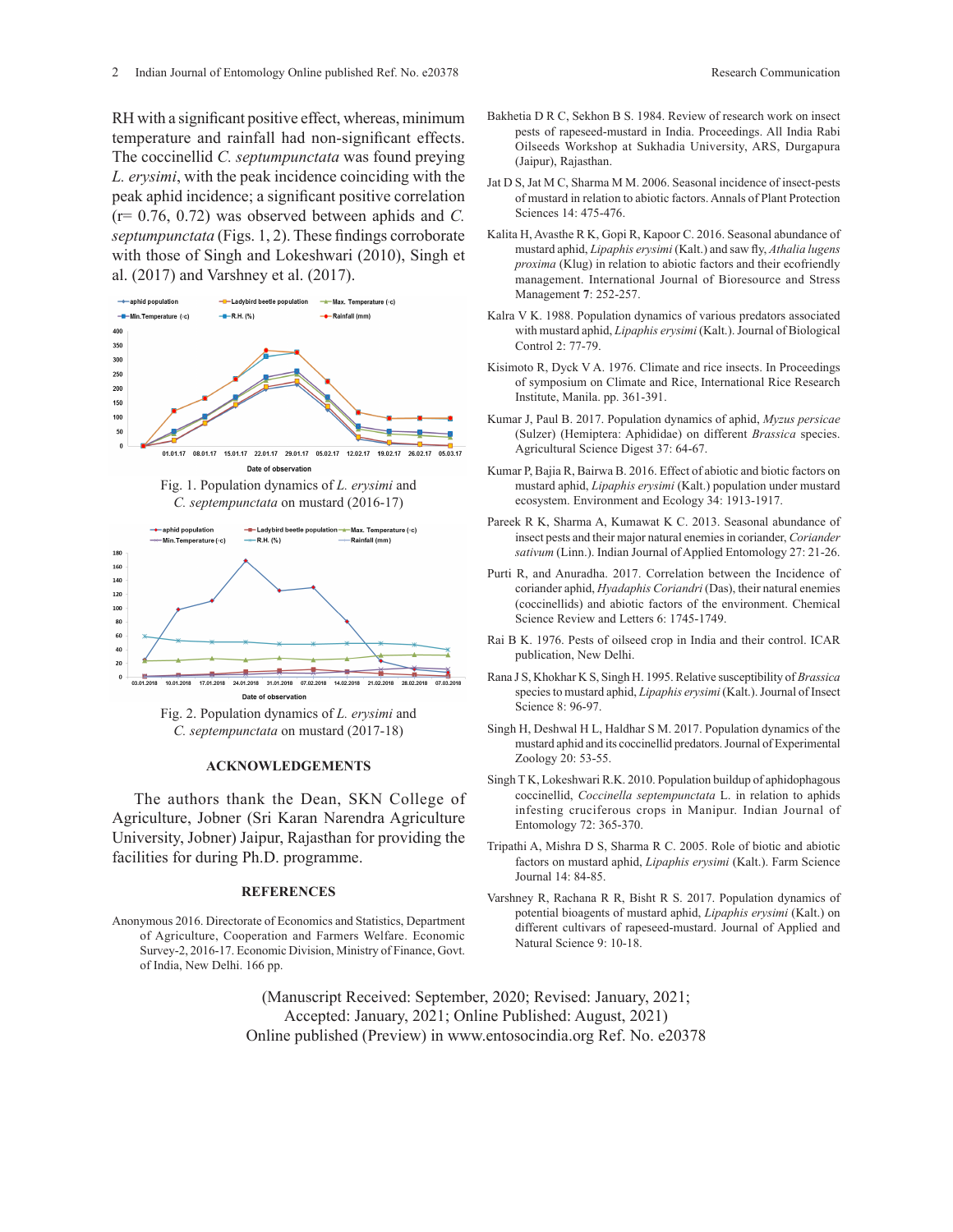RH with a significant positive effect, whereas, minimum temperature and rainfall had non-significant effects. The coccinellid *C. septumpunctata* was found preying *L. erysimi*, with the peak incidence coinciding with the peak aphid incidence; a significant positive correlation (r= 0.76, 0.72) was observed between aphids and *C. septumpunctata* (Figs. 1, 2). These findings corroborate with those of Singh and Lokeshwari (2010), Singh et al. (2017) and Varshney et al. (2017).

aphid population
Ladybird beetle population
Max. Temperature (◦c)
Min.Temperature (◦c)
R.H. (%)
Rainfall (mm)

400
350
300
250
200
150
100
50
0

01.01.17 08.01.17 15.01.17 22.01.17 29.01.17 05.02.17 12.02.17 19.02.17 26.02.17 05.03.17

Date of observation

Fig. 1. Population dynamics of *L. erysimi* and *C. septempunctata* on mustard (2016-17)

aphid population
Ladybird beetle population
Max. Temperature (◦c)
Min.Temperature (◦c)
R.H. (%)
Rainfall (mm)

180
160
140
120
100
80
60
40
20
0

03.01.2018 10.01.2018 17.01.2018 24.01.2018 31.01.2018 07.02.2018 14.02.2018 21.02.2018 28.02.2018 07.03.2018

Date of observation

Fig. 2. Population dynamics of *L. erysimi* and *C. septempunctata* on mustard (2017-18)

## ACKNOWLEDGEMENTS

The authors thank the Dean, SKN College of Agriculture, Jobner (Sri Karan Narendra Agriculture University, Jobner) Jaipur, Rajasthan for providing the facilities for during Ph.D. programme.

## REFERENCES

Anonymous 2016. Directorate of Economics and Statistics, Department of Agriculture, Cooperation and Farmers Welfare. Economic Survey-2, 2016-17. Economic Division, Ministry of Finance, Govt. of India, New Delhi. 166 pp.

Bakhetia D R C, Sekhon B S. 1984. Review of research work on insect pests of rapeseed-mustard in India. Proceedings. All India Rabi Oilseeds Workshop at Sukhadia University, ARS, Durgapura (Jaipur), Rajasthan.

Jat D S, Jat M C, Sharma M M. 2006. Seasonal incidence of insect-pests of mustard in relation to abiotic factors. Annals of Plant Protection Sciences 14: 475-476.

Kalita H, Avasthe R K, Gopi R, Kapoor C. 2016. Seasonal abundance of mustard aphid, *Lipaphis erysimi* (Kalt.) and saw fly, *Athalia lugens proxima* (Klug) in relation to abiotic factors and their ecofriendly management. International Journal of Bioresource and Stress Management **7**: 252-257.

Kalra V K. 1988. Population dynamics of various predators associated with mustard aphid, *Lipaphis erysimi* (Kalt.). Journal of Biological Control 2: 77-79.

Kisimoto R, Dyck V A. 1976. Climate and rice insects. In Proceedings of symposium on Climate and Rice, International Rice Research Institute, Manila. pp. 361-391.

Kumar J, Paul B. 2017. Population dynamics of aphid, *Myzus persicae* (Sulzer) (Hemiptera: Aphididae) on different *Brassica* species. Agricultural Science Digest 37: 64-67.

Kumar P, Bajia R, Bairwa B. 2016. Effect of abiotic and biotic factors on mustard aphid, *Lipaphis erysimi* (Kalt.) population under mustard ecosystem. Environment and Ecology 34: 1913-1917.

Pareek R K, Sharma A, Kumawat K C. 2013. Seasonal abundance of insect pests and their major natural enemies in coriander, *Coriander sativum* (Linn.). Indian Journal of Applied Entomology 27: 21-26.

Purti R, and Anuradha. 2017. Correlation between the Incidence of coriander aphid, *Hyadaphis Coriandri* (Das), their natural enemies (coccinellids) and abiotic factors of the environment. Chemical Science Review and Letters 6: 1745-1749.

Rai B K. 1976. Pests of oilseed crop in India and their control. ICAR publication, New Delhi.

Rana J S, Khokhar K S, Singh H. 1995. Relative susceptibility of *Brassica* species to mustard aphid, *Lipaphis erysimi* (Kalt.). Journal of Insect Science 8: 96-97.

Singh H, Deshwal H L, Haldhar S M. 2017. Population dynamics of the mustard aphid and its coccinellid predators. Journal of Experimental Zoology 20: 53-55.

Singh T K, Lokeshwari R.K. 2010. Population buildup of aphidophagous coccinellid, *Coccinella septempunctata* L. in relation to aphids infesting cruciferous crops in Manipur. Indian Journal of Entomology 72: 365-370.

Tripathi A, Mishra D S, Sharma R C. 2005. Role of biotic and abiotic factors on mustard aphid, *Lipaphis erysimi* (Kalt.). Farm Science Journal 14: 84-85.

Varshney R, Rachana R R, Bisht R S. 2017. Population dynamics of potential bioagents of mustard aphid, *Lipaphis erysimi* (Kalt.) on different cultivars of rapeseed-mustard. Journal of Applied and Natural Science 9: 10-18.

(Manuscript Received: September, 2020; Revised: January, 2021; Accepted: January, 2021; Online Published: August, 2021)
Online published (Preview) in www.entosocindia.org Ref. No. e20378